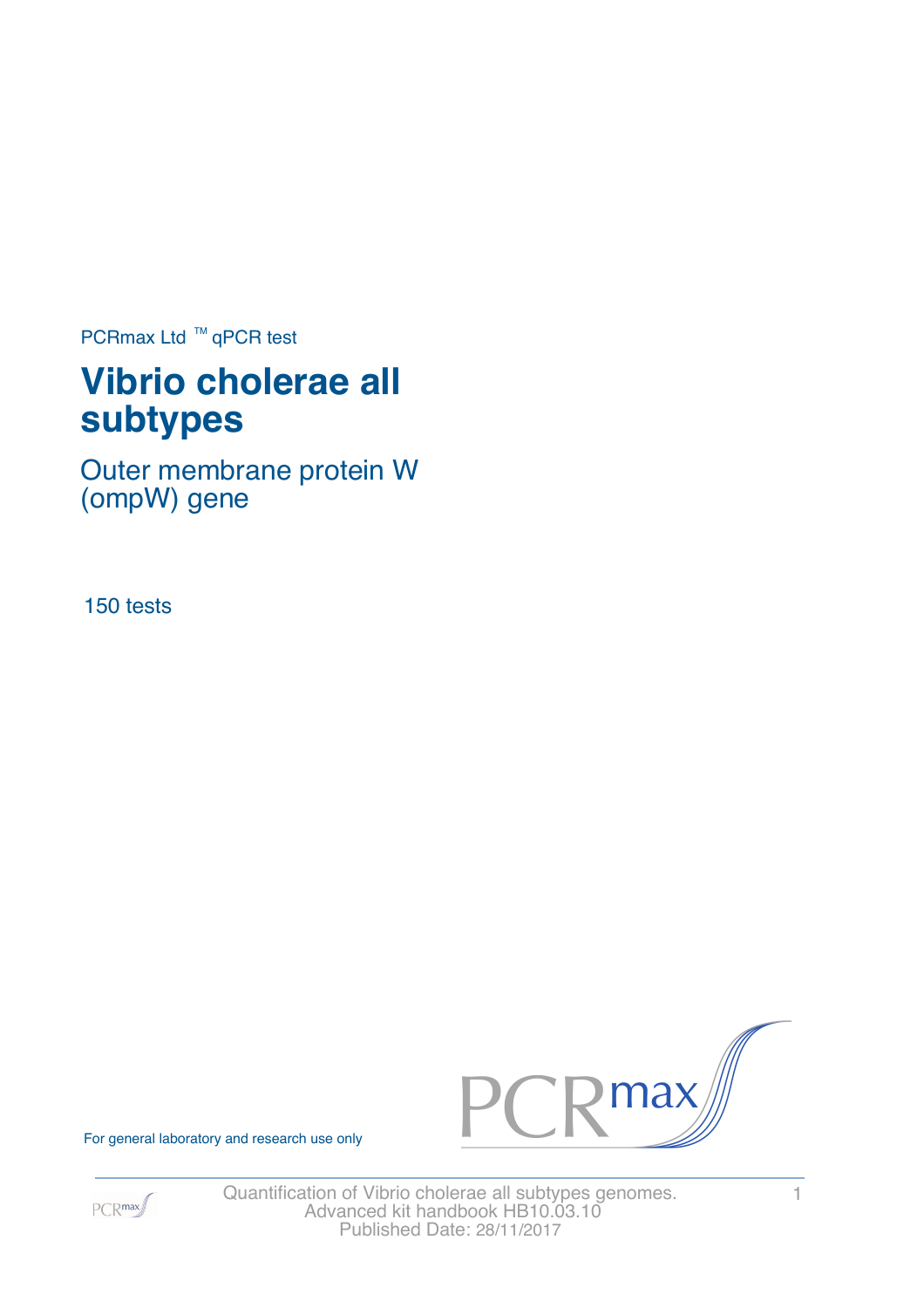PCRmax Ltd ™ qPCR test

# Vibrio cholerae all subtypes

## Outer membrane protein W (ompW) gene

150 tests

For general laboratory and research use only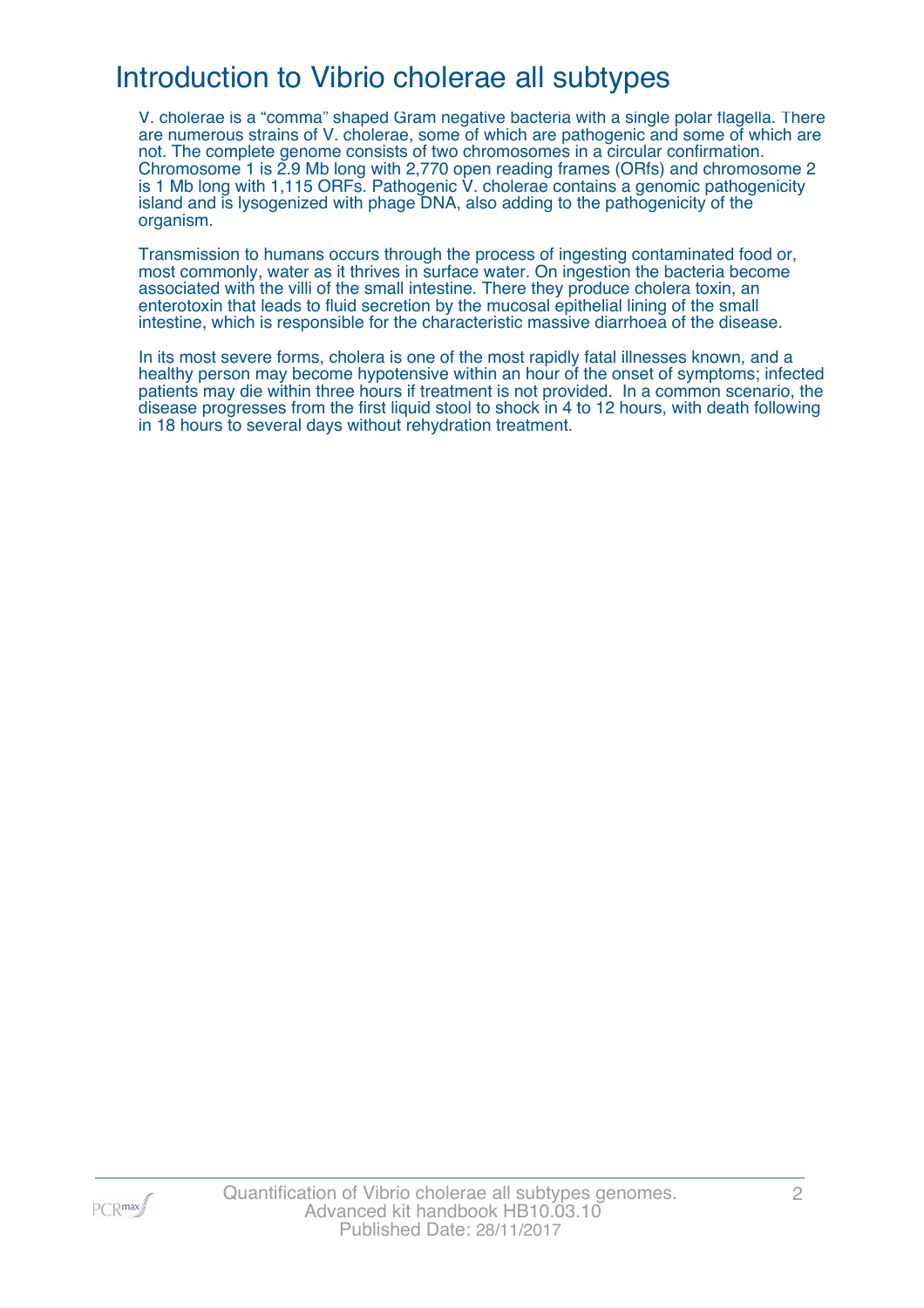# Introduction to Vibrio cholerae all subtypes

V. cholerae is a “comma” shaped Gram negative bacteria with a single polar flagella. There are numerous strains of V. cholerae, some of which are pathogenic and some of which are not. The complete genome consists of two chromosomes in a circular confirmation. Chromosome 1 is 2.9 Mb long with 2,770 open reading frames (ORfs) and chromosome 2 is 1 Mb long with 1,115 ORFs. Pathogenic V. cholerae contains a genomic pathogenicity island and is lysogenized with phage DNA, also adding to the pathogenicity of the organism.

Transmission to humans occurs through the process of ingesting contaminated food or, most commonly, water as it thrives in surface water. On ingestion the bacteria become associated with the villi of the small intestine. There they produce cholera toxin, an enterotoxin that leads to fluid secretion by the mucosal epithelial lining of the small intestine, which is responsible for the characteristic massive diarrhoea of the disease.

In its most severe forms, cholera is one of the most rapidly fatal illnesses known, and a healthy person may become hypotensive within an hour of the onset of symptoms; infected patients may die within three hours if treatment is not provided. In a common scenario, the disease progresses from the first liquid stool to shock in 4 to 12 hours, with death following in 18 hours to several days without rehydration treatment.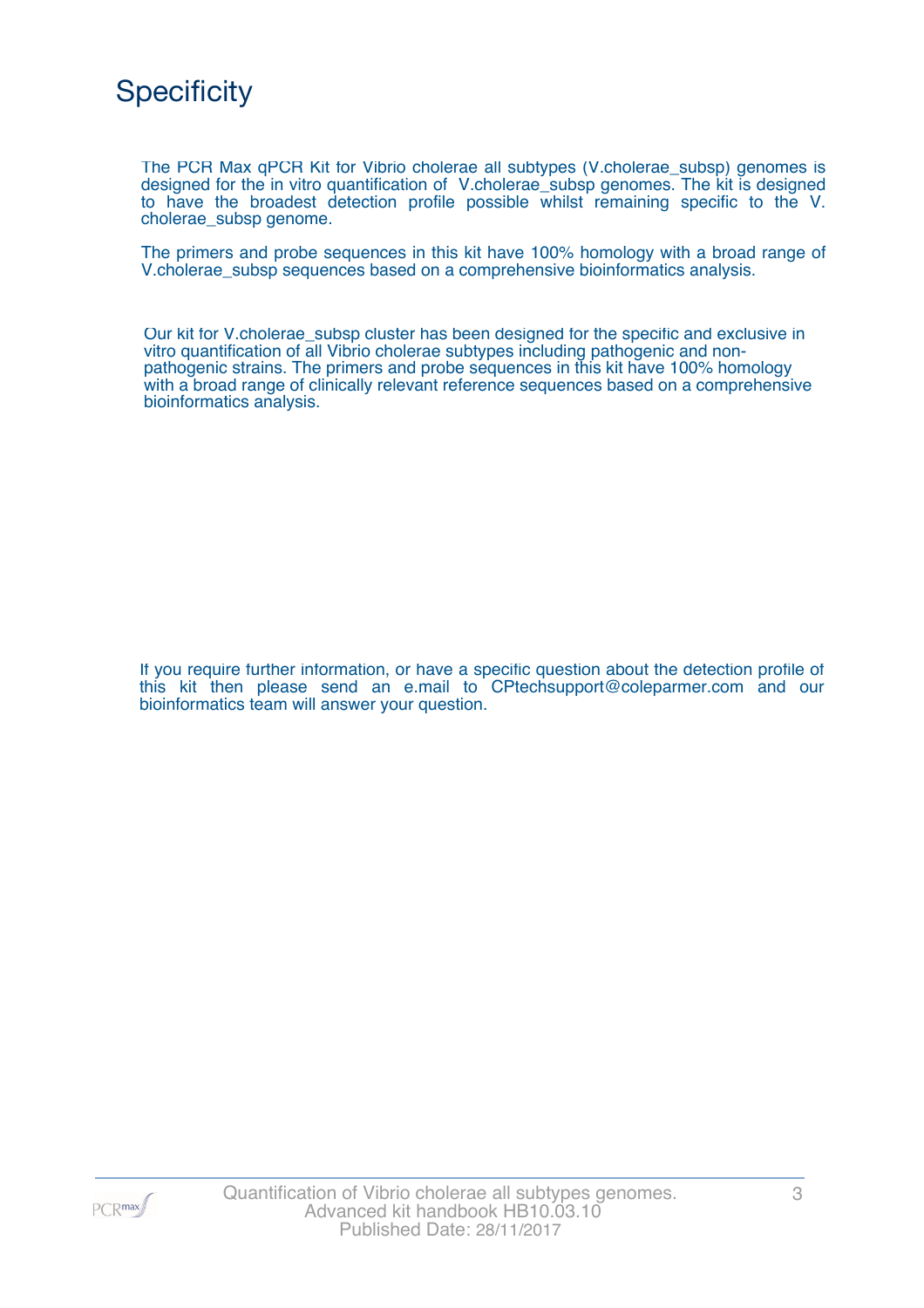# Specificity

The PCR Max qPCR Kit for Vibrio cholerae all subtypes (V.cholerae_subsp) genomes is designed for the in vitro quantification of V.cholerae_subsp genomes. The kit is designed to have the broadest detection profile possible whilst remaining specific to the V. cholerae_subsp genome.

The primers and probe sequences in this kit have 100% homology with a broad range of V.cholerae_subsp sequences based on a comprehensive bioinformatics analysis.

Our kit for V.cholerae_subsp cluster has been designed for the specific and exclusive in vitro quantification of all Vibrio cholerae subtypes including pathogenic and non-pathogenic strains. The primers and probe sequences in this kit have 100% homology with a broad range of clinically relevant reference sequences based on a comprehensive bioinformatics analysis.

If you require further information, or have a specific question about the detection profile of this kit then please send an e.mail to CPtechsupport@coleparmer.com and our bioinformatics team will answer your question.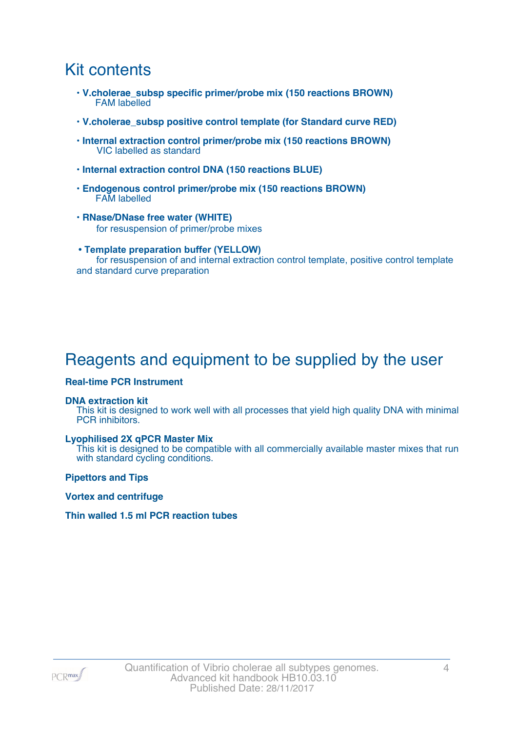# Kit contents

- **V.cholerae_subsp specific primer/probe mix (150 reactions BROWN)**
  FAM labelled
- **V.cholerae_subsp positive control template (for Standard curve RED)**
- **Internal extraction control primer/probe mix (150 reactions BROWN)**
  VIC labelled as standard
- **Internal extraction control DNA (150 reactions BLUE)**
- **Endogenous control primer/probe mix (150 reactions BROWN)**
  FAM labelled
- **RNase/DNase free water (WHITE)**
  for resuspension of primer/probe mixes
- **Template preparation buffer (YELLOW)**
  for resuspension of and internal extraction control template, positive control template and standard curve preparation

# Reagents and equipment to be supplied by the user

**Real-time PCR Instrument**

**DNA extraction kit**
This kit is designed to work well with all processes that yield high quality DNA with minimal PCR inhibitors.

**Lyophilised 2X qPCR Master Mix**
This kit is designed to be compatible with all commercially available master mixes that run with standard cycling conditions.

**Pipettors and Tips**

**Vortex and centrifuge**

**Thin walled 1.5 ml PCR reaction tubes**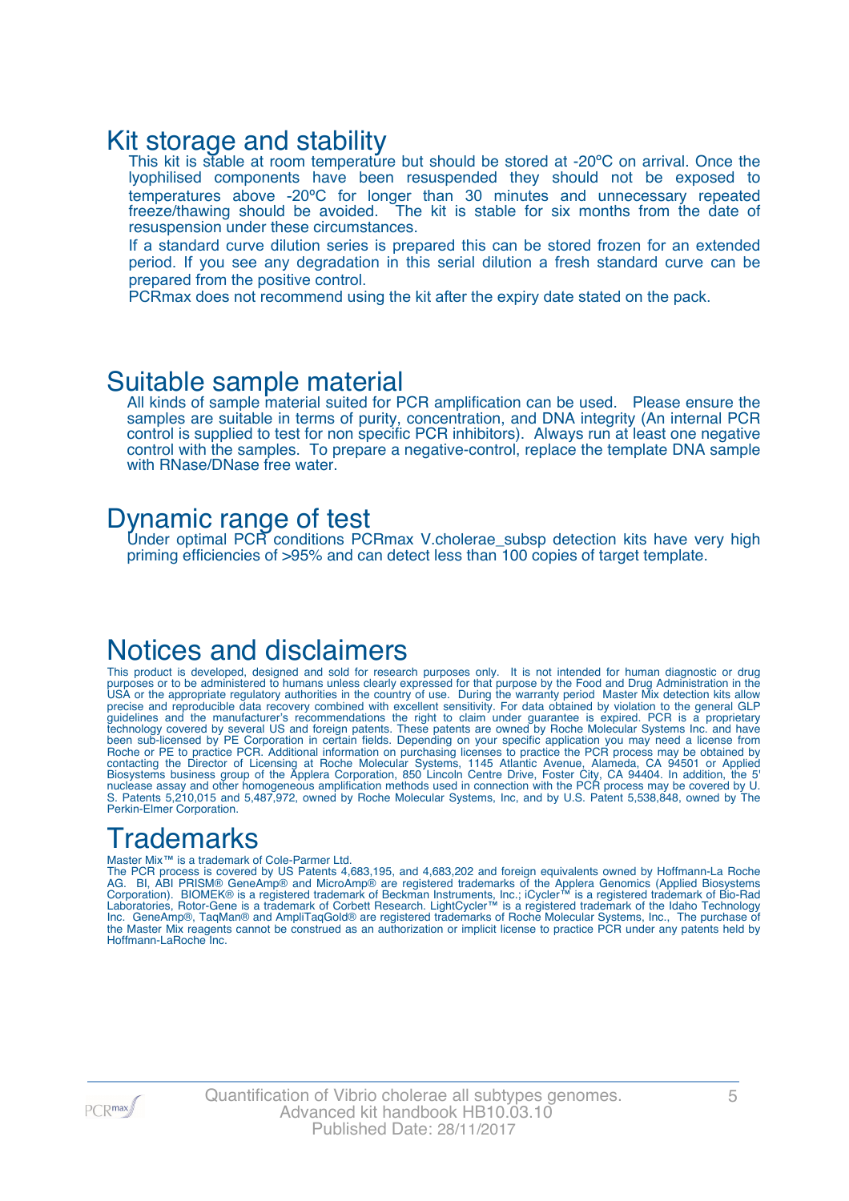## Kit storage and stability

This kit is stable at room temperature but should be stored at -20ºC on arrival. Once the lyophilised components have been resuspended they should not be exposed to temperatures above -20ºC for longer than 30 minutes and unnecessary repeated freeze/thawing should be avoided. The kit is stable for six months from the date of resuspension under these circumstances.

If a standard curve dilution series is prepared this can be stored frozen for an extended period. If you see any degradation in this serial dilution a fresh standard curve can be prepared from the positive control.

PCRmax does not recommend using the kit after the expiry date stated on the pack.

## Suitable sample material

All kinds of sample material suited for PCR amplification can be used. Please ensure the samples are suitable in terms of purity, concentration, and DNA integrity (An internal PCR control is supplied to test for non specific PCR inhibitors). Always run at least one negative control with the samples. To prepare a negative-control, replace the template DNA sample with RNase/DNase free water.

## Dynamic range of test

Under optimal PCR conditions PCRmax V.cholerae_subsp detection kits have very high priming efficiencies of >95% and can detect less than 100 copies of target template.

## Notices and disclaimers

This product is developed, designed and sold for research purposes only. It is not intended for human diagnostic or drug purposes or to be administered to humans unless clearly expressed for that purpose by the Food and Drug Administration in the USA or the appropriate regulatory authorities in the country of use. During the warranty period Master Mix detection kits allow precise and reproducible data recovery combined with excellent sensitivity. For data obtained by violation to the general GLP guidelines and the manufacturer's recommendations the right to claim under guarantee is expired. PCR is a proprietary technology covered by several US and foreign patents. These patents are owned by Roche Molecular Systems Inc. and have been sub-licensed by PE Corporation in certain fields. Depending on your specific application you may need a license from Roche or PE to practice PCR. Additional information on purchasing licenses to practice the PCR process may be obtained by contacting the Director of Licensing at Roche Molecular Systems, 1145 Atlantic Avenue, Alameda, CA 94501 or Applied Biosystems business group of the Applera Corporation, 850 Lincoln Centre Drive, Foster City, CA 94404. In addition, the 5' nuclease assay and other homogeneous amplification methods used in connection with the PCR process may be covered by U. S. Patents 5,210,015 and 5,487,972, owned by Roche Molecular Systems, Inc, and by U.S. Patent 5,538,848, owned by The Perkin-Elmer Corporation.

## Trademarks

Master Mix™ is a trademark of Cole-Parmer Ltd.

The PCR process is covered by US Patents 4,683,195, and 4,683,202 and foreign equivalents owned by Hoffmann-La Roche AG. BI, ABI PRISM® GeneAmp® and MicroAmp® are registered trademarks of the Applera Genomics (Applied Biosystems Corporation). BIOMEK® is a registered trademark of Beckman Instruments, Inc.; iCycler™ is a registered trademark of Bio-Rad Laboratories, Rotor-Gene is a trademark of Corbett Research. LightCycler™ is a registered trademark of the Idaho Technology Inc. GeneAmp®, TaqMan® and AmpliTaqGold® are registered trademarks of Roche Molecular Systems, Inc., The purchase of the Master Mix reagents cannot be construed as an authorization or implicit license to practice PCR under any patents held by Hoffmann-LaRoche Inc.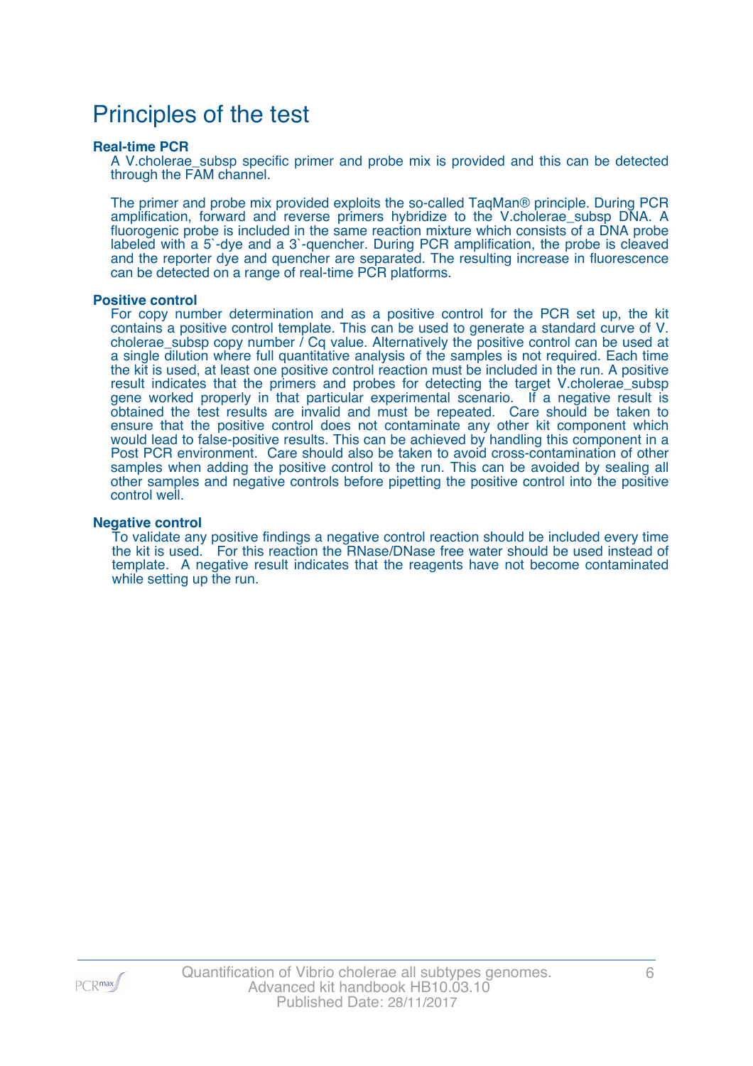# Principles of the test

**Real-time PCR**

A V.cholerae_subsp specific primer and probe mix is provided and this can be detected through the FAM channel.

The primer and probe mix provided exploits the so-called TaqMan® principle. During PCR amplification, forward and reverse primers hybridize to the V.cholerae_subsp DNA. A fluorogenic probe is included in the same reaction mixture which consists of a DNA probe labeled with a 5`-dye and a 3`-quencher. During PCR amplification, the probe is cleaved and the reporter dye and quencher are separated. The resulting increase in fluorescence can be detected on a range of real-time PCR platforms.

**Positive control**

For copy number determination and as a positive control for the PCR set up, the kit contains a positive control template. This can be used to generate a standard curve of V. cholerae_subsp copy number / Cq value. Alternatively the positive control can be used at a single dilution where full quantitative analysis of the samples is not required. Each time the kit is used, at least one positive control reaction must be included in the run. A positive result indicates that the primers and probes for detecting the target V.cholerae_subsp gene worked properly in that particular experimental scenario. If a negative result is obtained the test results are invalid and must be repeated. Care should be taken to ensure that the positive control does not contaminate any other kit component which would lead to false-positive results. This can be achieved by handling this component in a Post PCR environment. Care should also be taken to avoid cross-contamination of other samples when adding the positive control to the run. This can be avoided by sealing all other samples and negative controls before pipetting the positive control into the positive control well.

**Negative control**

To validate any positive findings a negative control reaction should be included every time the kit is used. For this reaction the RNase/DNase free water should be used instead of template. A negative result indicates that the reagents have not become contaminated while setting up the run.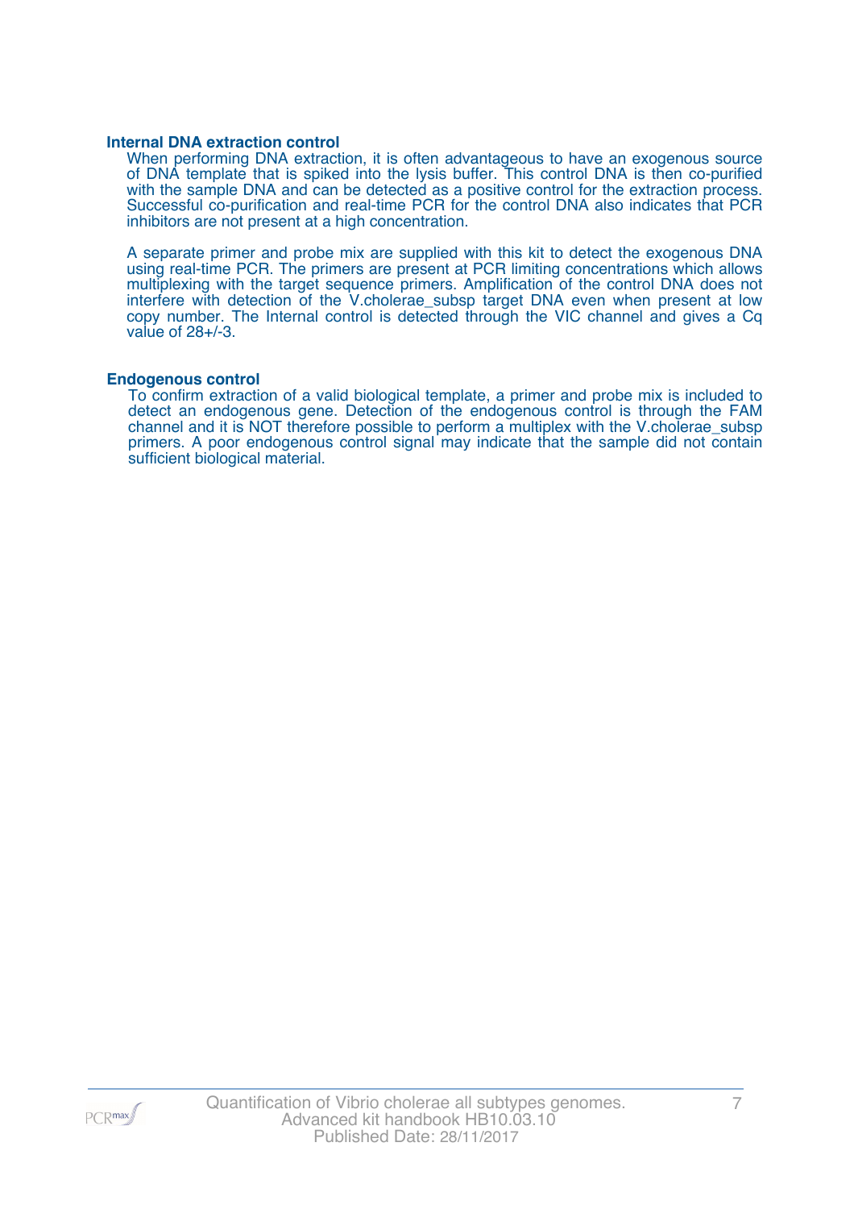### Internal DNA extraction control

When performing DNA extraction, it is often advantageous to have an exogenous source of DNA template that is spiked into the lysis buffer. This control DNA is then co-purified with the sample DNA and can be detected as a positive control for the extraction process. Successful co-purification and real-time PCR for the control DNA also indicates that PCR inhibitors are not present at a high concentration.

A separate primer and probe mix are supplied with this kit to detect the exogenous DNA using real-time PCR. The primers are present at PCR limiting concentrations which allows multiplexing with the target sequence primers. Amplification of the control DNA does not interfere with detection of the V.cholerae_subsp target DNA even when present at low copy number. The Internal control is detected through the VIC channel and gives a Cq value of 28+/-3.

### Endogenous control

To confirm extraction of a valid biological template, a primer and probe mix is included to detect an endogenous gene. Detection of the endogenous control is through the FAM channel and it is NOT therefore possible to perform a multiplex with the V.cholerae_subsp primers. A poor endogenous control signal may indicate that the sample did not contain sufficient biological material.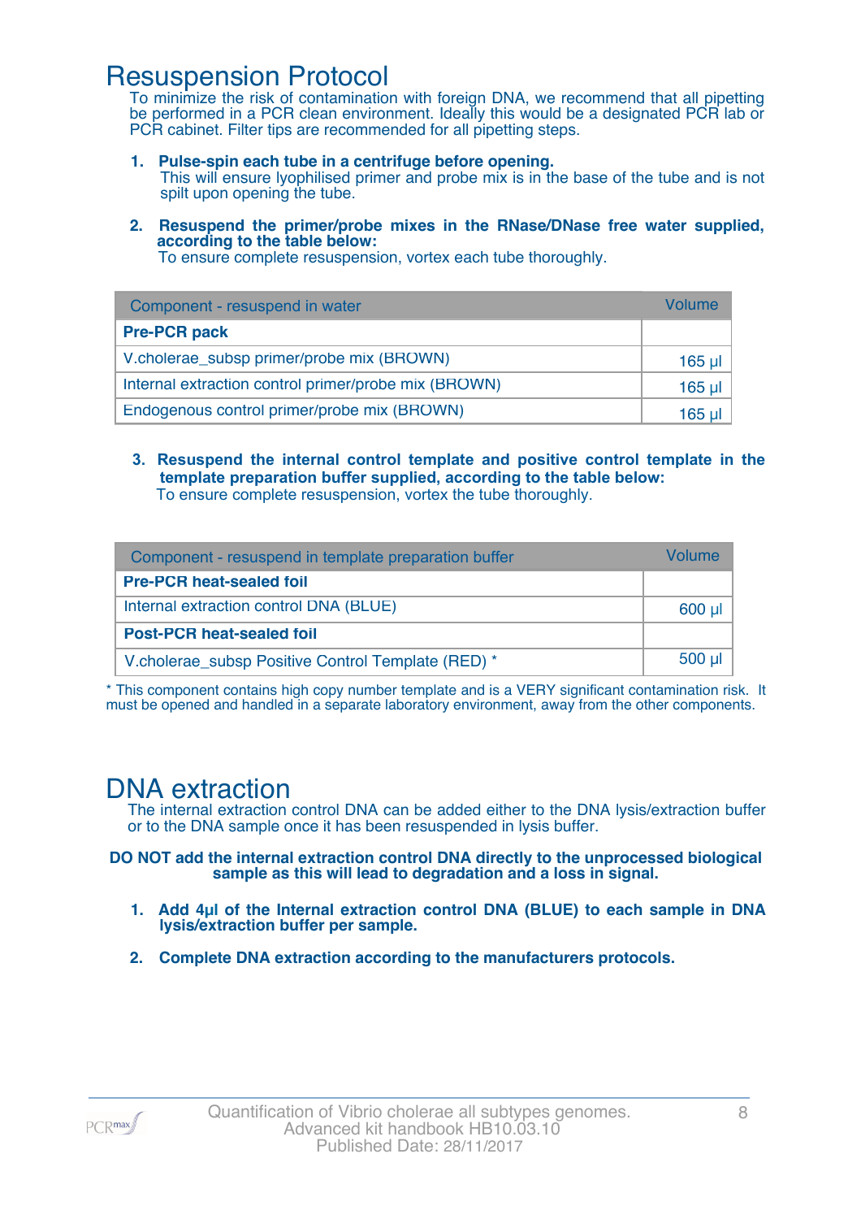# Resuspension Protocol

To minimize the risk of contamination with foreign DNA, we recommend that all pipetting be performed in a PCR clean environment. Ideally this would be a designated PCR lab or PCR cabinet. Filter tips are recommended for all pipetting steps.

1. **Pulse-spin each tube in a centrifuge before opening.**
   This will ensure lyophilised primer and probe mix is in the base of the tube and is not spilt upon opening the tube.

2. **Resuspend the primer/probe mixes in the RNase/DNase free water supplied, according to the table below:**
   To ensure complete resuspension, vortex each tube thoroughly.

| Component - resuspend in water | Volume |
|---|---|
| **Pre-PCR pack** | |
| V.cholerae_subsp primer/probe mix (BROWN) | 165 µl |
| Internal extraction control primer/probe mix (BROWN) | 165 µl |
| Endogenous control primer/probe mix (BROWN) | 165 µl |

3. **Resuspend the internal control template and positive control template in the template preparation buffer supplied, according to the table below:**
   To ensure complete resuspension, vortex the tube thoroughly.

| Component - resuspend in template preparation buffer | Volume |
|---|---|
| **Pre-PCR heat-sealed foil** | |
| Internal extraction control DNA (BLUE) | 600 µl |
| **Post-PCR heat-sealed foil** | |
| V.cholerae_subsp Positive Control Template (RED) * | 500 µl |

* This component contains high copy number template and is a VERY significant contamination risk. It must be opened and handled in a separate laboratory environment, away from the other components.

# DNA extraction

The internal extraction control DNA can be added either to the DNA lysis/extraction buffer or to the DNA sample once it has been resuspended in lysis buffer.

**DO NOT add the internal extraction control DNA directly to the unprocessed biological sample as this will lead to degradation and a loss in signal.**

1. **Add 4µl of the Internal extraction control DNA (BLUE) to each sample in DNA lysis/extraction buffer per sample.**

2. **Complete DNA extraction according to the manufacturers protocols.**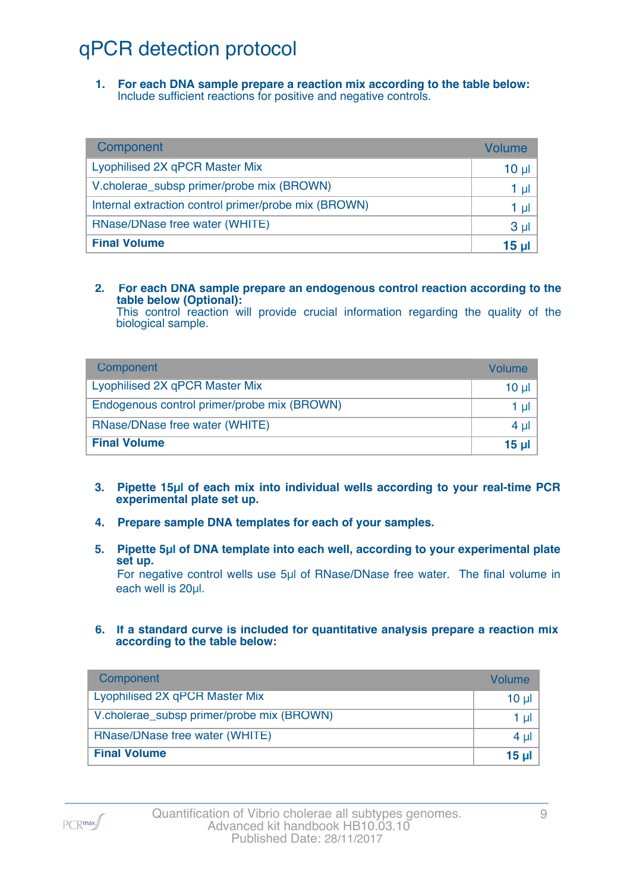# qPCR detection protocol

1. **For each DNA sample prepare a reaction mix according to the table below:**
   Include sufficient reactions for positive and negative controls.

| Component | Volume |
|---|---|
| Lyophilised 2X qPCR Master Mix | 10 µl |
| V.cholerae_subsp primer/probe mix (BROWN) | 1 µl |
| Internal extraction control primer/probe mix (BROWN) | 1 µl |
| RNase/DNase free water (WHITE) | 3 µl |
| **Final Volume** | **15 µl** |

2. **For each DNA sample prepare an endogenous control reaction according to the table below (Optional):**
   This control reaction will provide crucial information regarding the quality of the biological sample.

| Component | Volume |
|---|---|
| Lyophilised 2X qPCR Master Mix | 10 µl |
| Endogenous control primer/probe mix (BROWN) | 1 µl |
| RNase/DNase free water (WHITE) | 4 µl |
| **Final Volume** | **15 µl** |

3. **Pipette 15µl of each mix into individual wells according to your real-time PCR experimental plate set up.**

4. **Prepare sample DNA templates for each of your samples.**

5. **Pipette 5µl of DNA template into each well, according to your experimental plate set up.**
   For negative control wells use 5µl of RNase/DNase free water. The final volume in each well is 20µl.

6. **If a standard curve is included for quantitative analysis prepare a reaction mix according to the table below:**

| Component | Volume |
|---|---|
| Lyophilised 2X qPCR Master Mix | 10 µl |
| V.cholerae_subsp primer/probe mix (BROWN) | 1 µl |
| RNase/DNase free water (WHITE) | 4 µl |
| **Final Volume** | **15 µl** |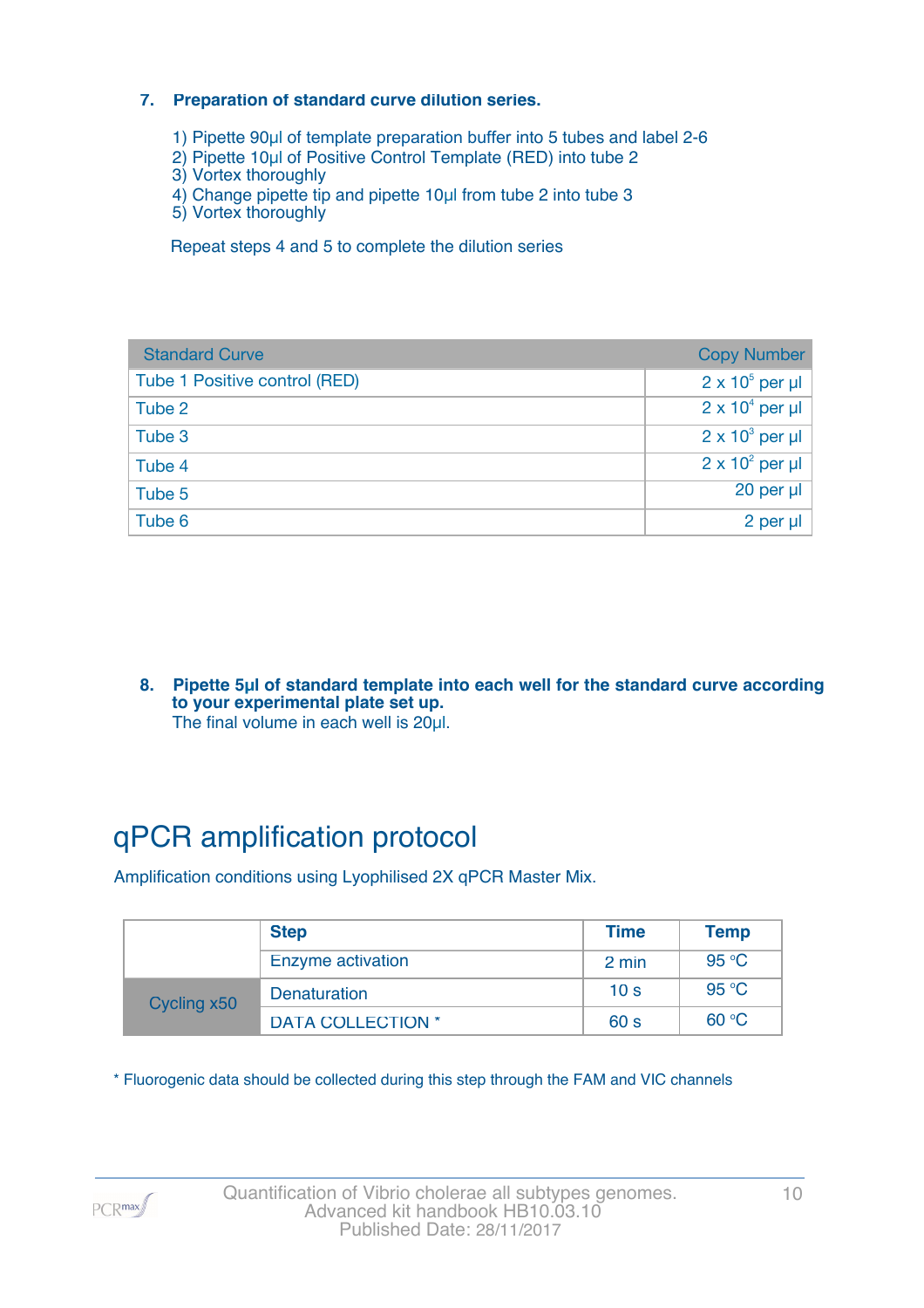7. **Preparation of standard curve dilution series.**

    1) Pipette 90µl of template preparation buffer into 5 tubes and label 2-6
    2) Pipette 10µl of Positive Control Template (RED) into tube 2
    3) Vortex thoroughly
    4) Change pipette tip and pipette 10µl from tube 2 into tube 3
    5) Vortex thoroughly

    Repeat steps 4 and 5 to complete the dilution series

| Standard Curve | Copy Number |
|---|---|
| Tube 1 Positive control (RED) | $2 \times 10^5$ per µl |
| Tube 2 | $2 \times 10^4$ per µl |
| Tube 3 | $2 \times 10^3$ per µl |
| Tube 4 | $2 \times 10^2$ per µl |
| Tube 5 | 20 per µl |
| Tube 6 | 2 per µl |

8. **Pipette 5µl of standard template into each well for the standard curve according to your experimental plate set up.**
    The final volume in each well is 20µl.

# qPCR amplification protocol

Amplification conditions using Lyophilised 2X qPCR Master Mix.

| | Step | Time | Temp |
|---|---|---|---|
| | Enzyme activation | 2 min | 95 °C |
| Cycling x50 | Denaturation | 10 s | 95 °C |
| | DATA COLLECTION * | 60 s | 60 °C |

* Fluorogenic data should be collected during this step through the FAM and VIC channels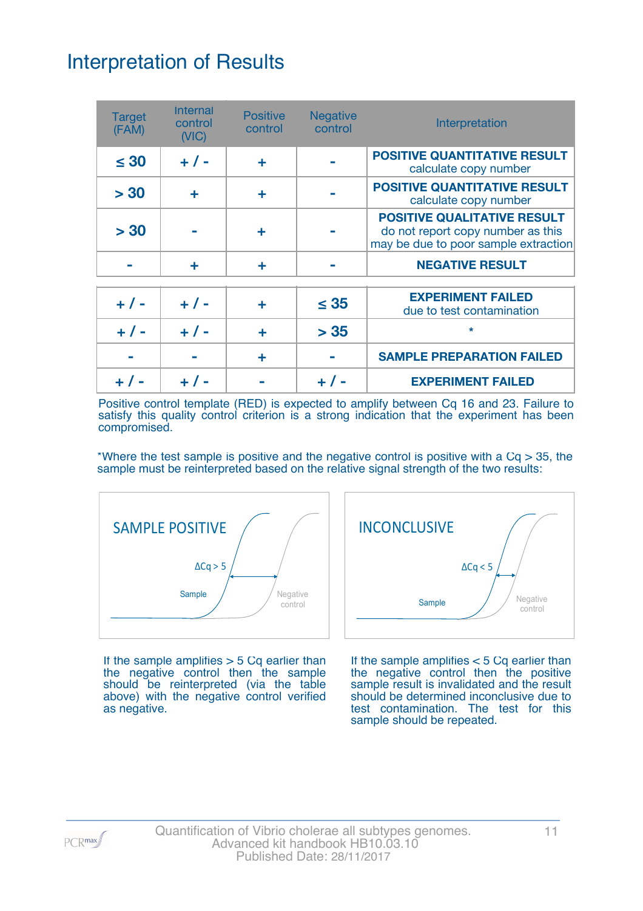# Interpretation of Results

| Target (FAM) | Internal control (VIC) | Positive control | Negative control | Interpretation |
|---|---|---|---|---|
| ≤ 30 | + / - | + | - | **POSITIVE QUANTITATIVE RESULT** calculate copy number |
| > 30 | + | + | - | **POSITIVE QUANTITATIVE RESULT** calculate copy number |
| > 30 | - | + | - | **POSITIVE QUALITATIVE RESULT** do not report copy number as this may be due to poor sample extraction |
| - | + | + | - | **NEGATIVE RESULT** |
| + / - | + / - | + | ≤ 35 | **EXPERIMENT FAILED** due to test contamination |
| + / - | + / - | + | > 35 | * |
| - | - | + | - | **SAMPLE PREPARATION FAILED** |
| + / - | + / - | - | + / - | **EXPERIMENT FAILED** |

Positive control template (RED) is expected to amplify between Cq 16 and 23. Failure to satisfy this quality control criterion is a strong indication that the experiment has been compromised.

*Where the test sample is positive and the negative control is positive with a Cq > 35, the sample must be reinterpreted based on the relative signal strength of the two results:

SAMPLE POSITIVE

ΔCq > 5

Sample

Negative control

If the sample amplifies > 5 Cq earlier than the negative control then the sample should be reinterpreted (via the table above) with the negative control verified as negative.

INCONCLUSIVE

ΔCq < 5

Sample

Negative control

If the sample amplifies < 5 Cq earlier than the negative control then the positive sample result is invalidated and the result should be determined inconclusive due to test contamination. The test for this sample should be repeated.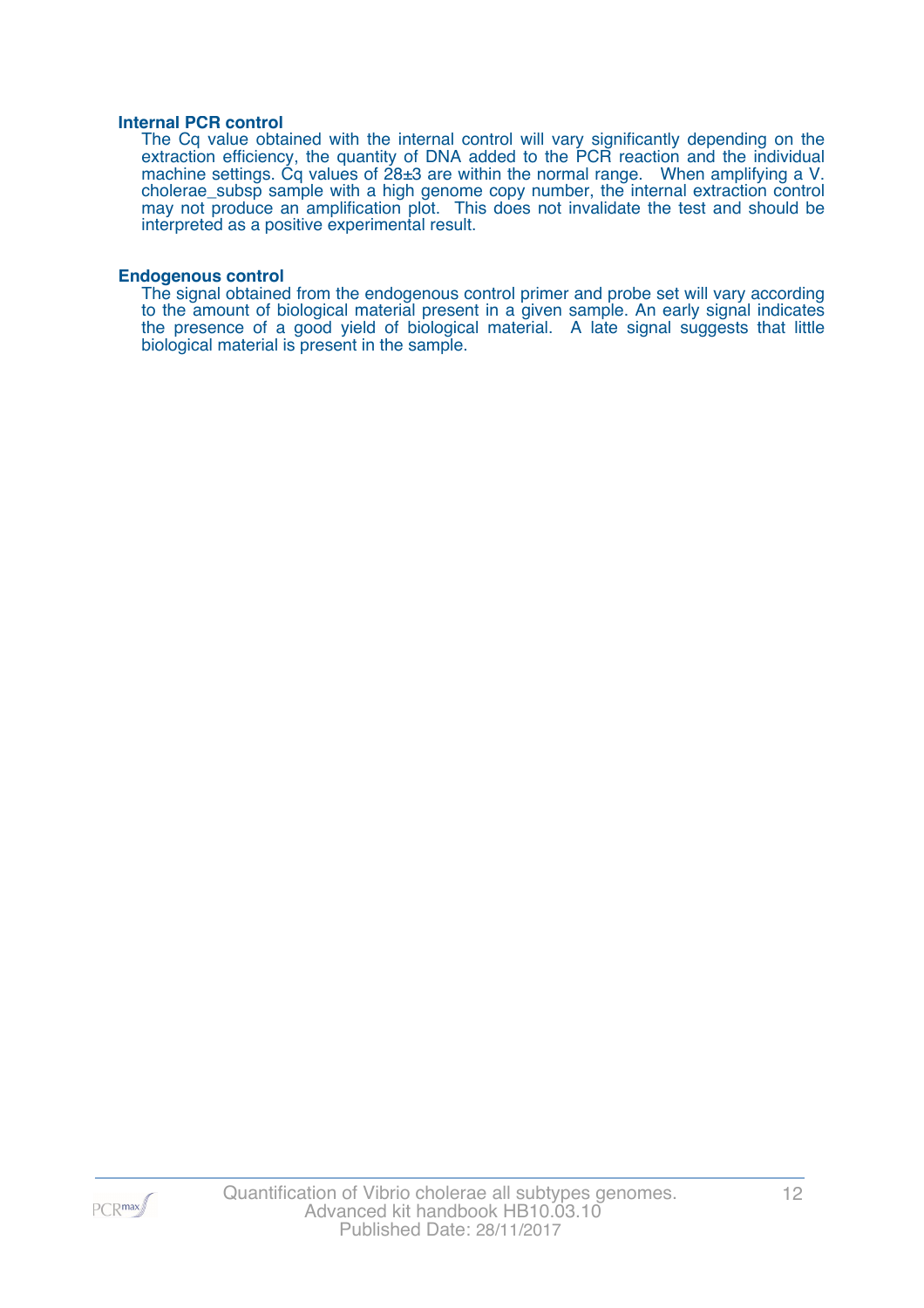**Internal PCR control**

The Cq value obtained with the internal control will vary significantly depending on the extraction efficiency, the quantity of DNA added to the PCR reaction and the individual machine settings. Cq values of 28±3 are within the normal range. When amplifying a V. cholerae_subsp sample with a high genome copy number, the internal extraction control may not produce an amplification plot. This does not invalidate the test and should be interpreted as a positive experimental result.

**Endogenous control**

The signal obtained from the endogenous control primer and probe set will vary according to the amount of biological material present in a given sample. An early signal indicates the presence of a good yield of biological material. A late signal suggests that little biological material is present in the sample.